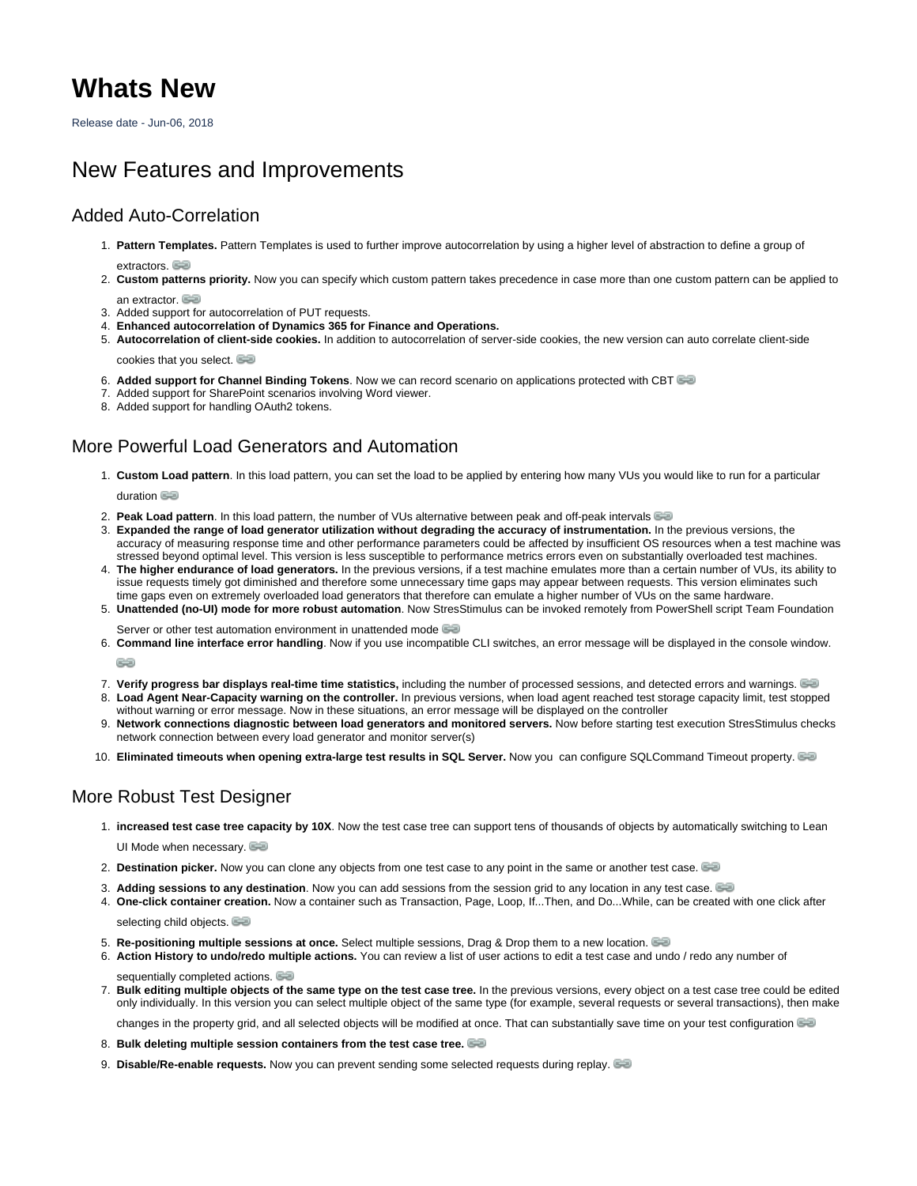# Whats New

Release date - Jun-06, 2018

## New Features and Improvements

### Added Auto-Correlation

1. **Pattern Templates.** Pattern Templates is used to further improve autocorrelation by using a higher level of abstraction to define a group of extractors.
2. **Custom patterns priority.** Now you can specify which custom pattern takes precedence in case more than one custom pattern can be applied to an extractor.
3. Added support for autocorrelation of PUT requests.
4. **Enhanced autocorrelation of Dynamics 365 for Finance and Operations.**
5. **Autocorrelation of client-side cookies.** In addition to autocorrelation of server-side cookies, the new version can auto correlate client-side cookies that you select.
6. **Added support for Channel Binding Tokens**. Now we can record scenario on applications protected with CBT
7. Added support for SharePoint scenarios involving Word viewer.
8. Added support for handling OAuth2 tokens.

### More Powerful Load Generators and Automation

1. **Custom Load pattern**. In this load pattern, you can set the load to be applied by entering how many VUs you would like to run for a particular duration
2. **Peak Load pattern**. In this load pattern, the number of VUs alternative between peak and off-peak intervals
3. **Expanded the range of load generator utilization without degrading the accuracy of instrumentation.** In the previous versions, the accuracy of measuring response time and other performance parameters could be affected by insufficient OS resources when a test machine was stressed beyond optimal level. This version is less susceptible to performance metrics errors even on substantially overloaded test machines.
4. **The higher endurance of load generators.** In the previous versions, if a test machine emulates more than a certain number of VUs, its ability to issue requests timely got diminished and therefore some unnecessary time gaps may appear between requests. This version eliminates such time gaps even on extremely overloaded load generators that therefore can emulate a higher number of VUs on the same hardware.
5. **Unattended (no-UI) mode for more robust automation**. Now StresStimulus can be invoked remotely from PowerShell script Team Foundation Server or other test automation environment in unattended mode
6. **Command line interface error handling**. Now if you use incompatible CLI switches, an error message will be displayed in the console window.
7. **Verify progress bar displays real-time time statistics,** including the number of processed sessions, and detected errors and warnings.
8. **Load Agent Near-Capacity warning on the controller.** In previous versions, when load agent reached test storage capacity limit, test stopped without warning or error message. Now in these situations, an error message will be displayed on the controller
9. **Network connections diagnostic between load generators and monitored servers.** Now before starting test execution StresStimulus checks network connection between every load generator and monitor server(s)
10. **Eliminated timeouts when opening extra-large test results in SQL Server.** Now you can configure SQLCommand Timeout property.

### More Robust Test Designer

1. **increased test case tree capacity by 10X**. Now the test case tree can support tens of thousands of objects by automatically switching to Lean UI Mode when necessary.
2. **Destination picker.** Now you can clone any objects from one test case to any point in the same or another test case.
3. **Adding sessions to any destination**. Now you can add sessions from the session grid to any location in any test case.
4. **One-click container creation.** Now a container such as Transaction, Page, Loop, If...Then, and Do...While, can be created with one click after selecting child objects.
5. **Re-positioning multiple sessions at once.** Select multiple sessions, Drag & Drop them to a new location.
6. **Action History to undo/redo multiple actions.** You can review a list of user actions to edit a test case and undo / redo any number of sequentially completed actions.
7. **Bulk editing multiple objects of the same type on the test case tree.** In the previous versions, every object on a test case tree could be edited only individually. In this version you can select multiple object of the same type (for example, several requests or several transactions), then make changes in the property grid, and all selected objects will be modified at once. That can substantially save time on your test configuration
8. **Bulk deleting multiple session containers from the test case tree.**
9. **Disable/Re-enable requests.** Now you can prevent sending some selected requests during replay.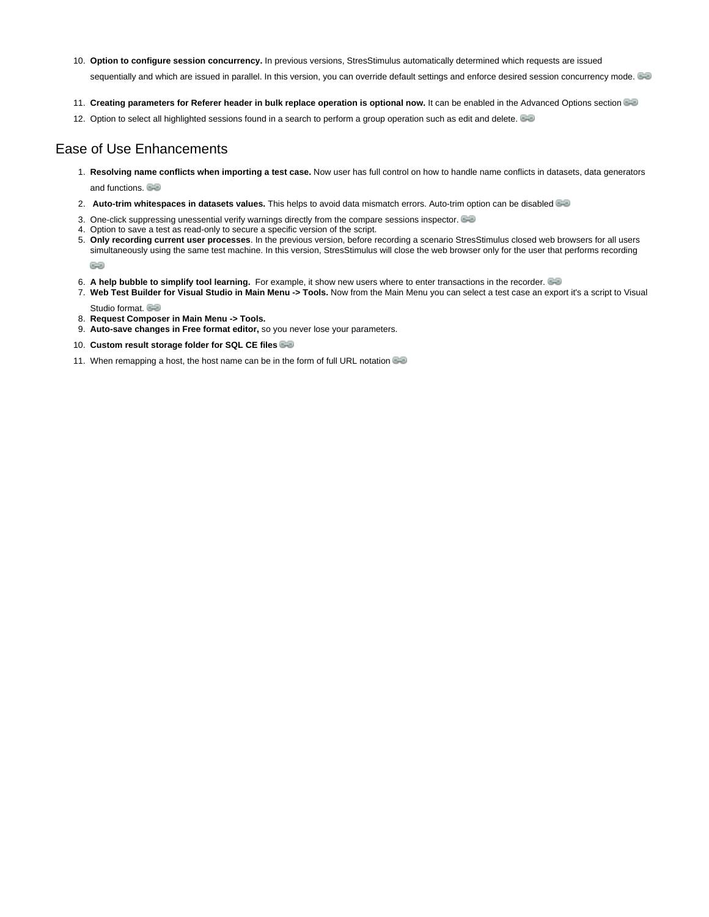10. **Option to configure session concurrency.** In previous versions, StresStimulus automatically determined which requests are issued sequentially and which are issued in parallel. In this version, you can override default settings and enforce desired session concurrency mode.
11. **Creating parameters for Referer header in bulk replace operation is optional now.** It can be enabled in the Advanced Options section
12. Option to select all highlighted sessions found in a search to perform a group operation such as edit and delete.

## Ease of Use Enhancements

1. **Resolving name conflicts when importing a test case.** Now user has full control on how to handle name conflicts in datasets, data generators and functions.
2. **Auto-trim whitespaces in datasets values.** This helps to avoid data mismatch errors. Auto-trim option can be disabled
3. One-click suppressing unessential verify warnings directly from the compare sessions inspector.
4. Option to save a test as read-only to secure a specific version of the script.
5. **Only recording current user processes**. In the previous version, before recording a scenario StresStimulus closed web browsers for all users simultaneously using the same test machine. In this version, StresStimulus will close the web browser only for the user that performs recording
6. **A help bubble to simplify tool learning.** For example, it show new users where to enter transactions in the recorder.
7. **Web Test Builder for Visual Studio in Main Menu -> Tools.** Now from the Main Menu you can select a test case an export it's a script to Visual Studio format.
8. **Request Composer in Main Menu -> Tools.**
9. **Auto-save changes in Free format editor,** so you never lose your parameters.
10. **Custom result storage folder for SQL CE files**
11. When remapping a host, the host name can be in the form of full URL notation